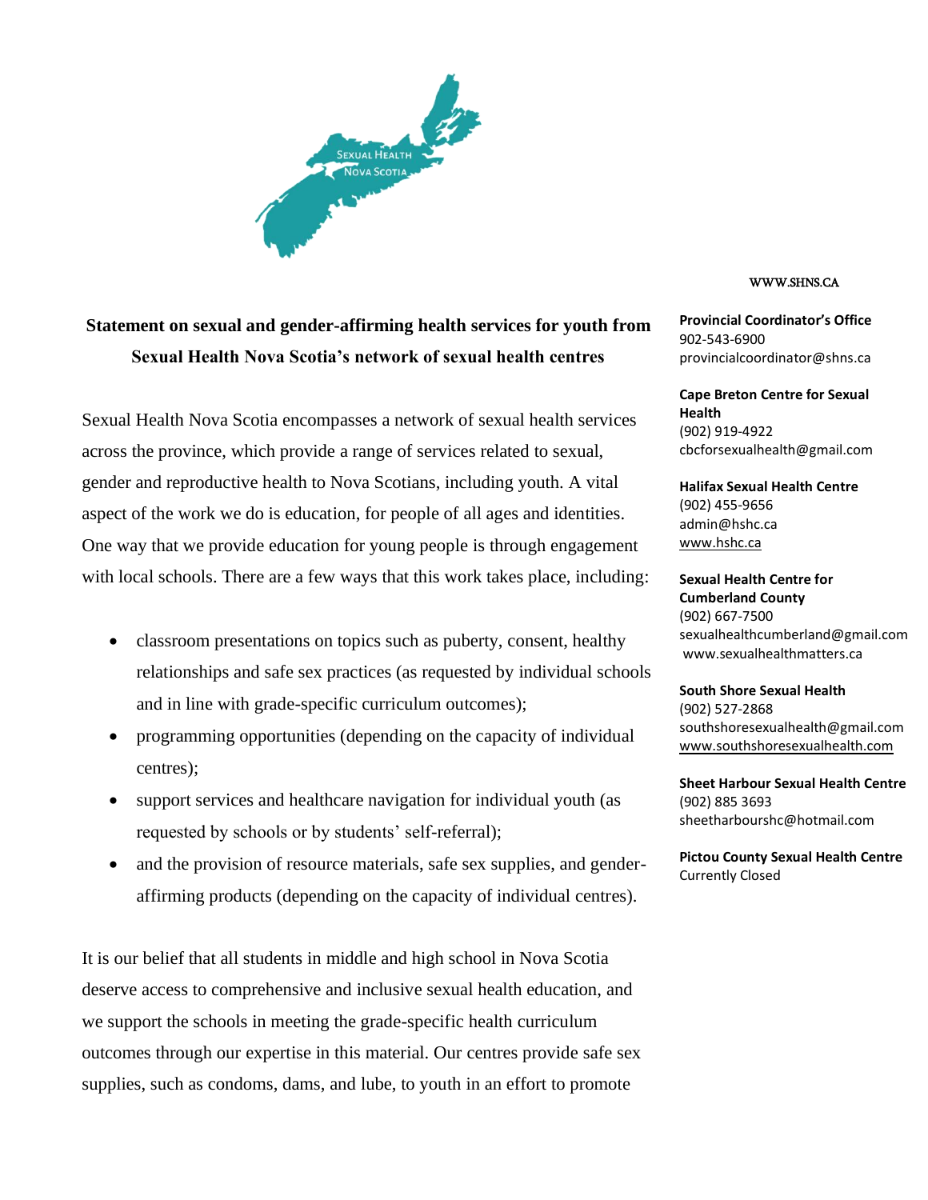Sexual Health Nova Scotia

# Statement on sexual and gender-affirming health services for youth from Sexual Health Nova Scotia's network of sexual health centres

Sexual Health Nova Scotia encompasses a network of sexual health services across the province, which provide a range of services related to sexual, gender and reproductive health to Nova Scotians, including youth. A vital aspect of the work we do is education, for people of all ages and identities. One way that we provide education for young people is through engagement with local schools. There are a few ways that this work takes place, including:

- classroom presentations on topics such as puberty, consent, healthy relationships and safe sex practices (as requested by individual schools and in line with grade-specific curriculum outcomes);
- programming opportunities (depending on the capacity of individual centres);
- support services and healthcare navigation for individual youth (as requested by schools or by students' self-referral);
- and the provision of resource materials, safe sex supplies, and gender-affirming products (depending on the capacity of individual centres).

It is our belief that all students in middle and high school in Nova Scotia deserve access to comprehensive and inclusive sexual health education, and we support the schools in meeting the grade-specific health curriculum outcomes through our expertise in this material. Our centres provide safe sex supplies, such as condoms, dams, and lube, to youth in an effort to promote

WWW.SHNS.CA

**Provincial Coordinator's Office**
902-543-6900
provincialcoordinator@shns.ca

**Cape Breton Centre for Sexual Health**
(902) 919-4922
cbcforsexualhealth@gmail.com

**Halifax Sexual Health Centre**
(902) 455-9656
admin@hshc.ca
www.hshc.ca

**Sexual Health Centre for Cumberland County**
(902) 667-7500
sexualhealthcumberland@gmail.com
www.sexualhealthmatters.ca

**South Shore Sexual Health**
(902) 527-2868
southshoresexualhealth@gmail.com
www.southshoresexualhealth.com

**Sheet Harbour Sexual Health Centre**
(902) 885 3693
sheetharbourshc@hotmail.com

**Pictou County Sexual Health Centre**
Currently Closed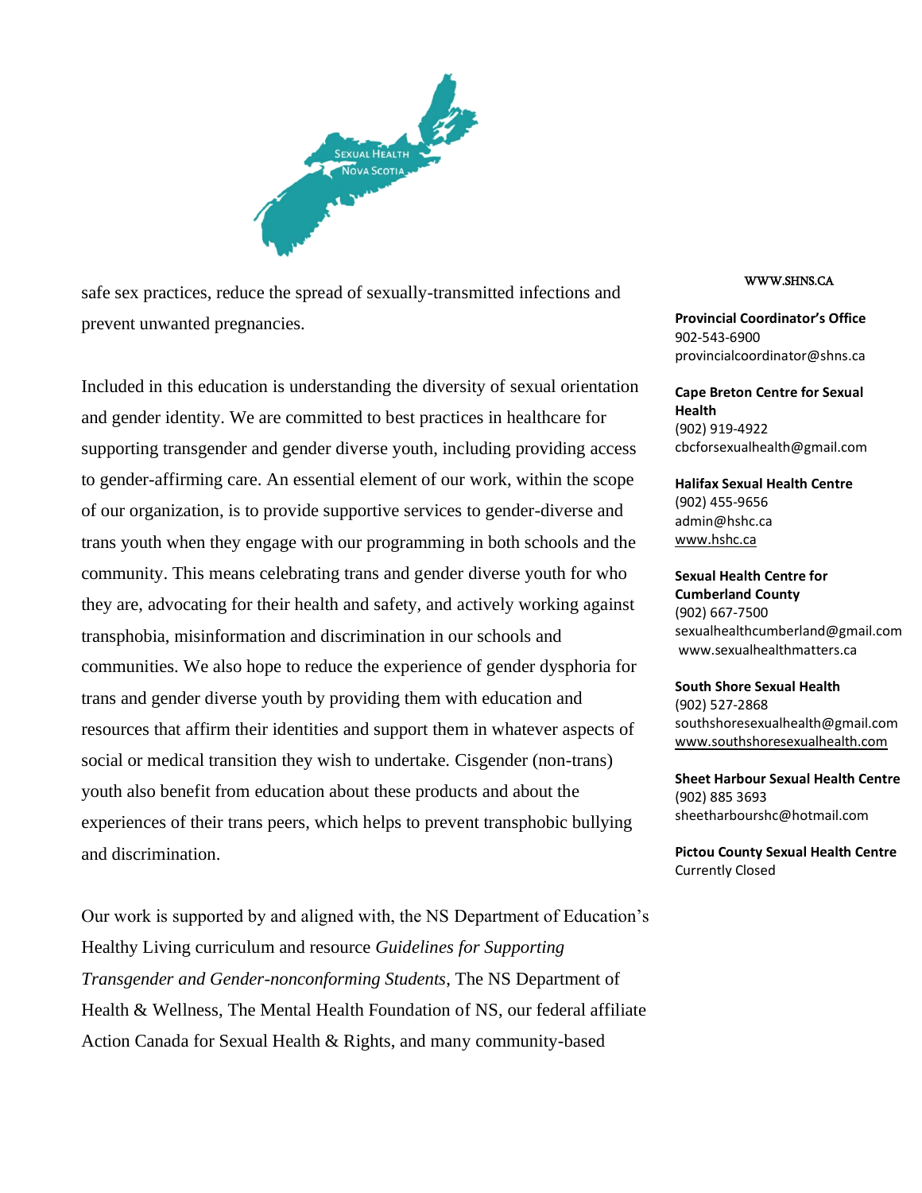safe sex practices, reduce the spread of sexually-transmitted infections and prevent unwanted pregnancies.

Included in this education is understanding the diversity of sexual orientation and gender identity. We are committed to best practices in healthcare for supporting transgender and gender diverse youth, including providing access to gender-affirming care. An essential element of our work, within the scope of our organization, is to provide supportive services to gender-diverse and trans youth when they engage with our programming in both schools and the community. This means celebrating trans and gender diverse youth for who they are, advocating for their health and safety, and actively working against transphobia, misinformation and discrimination in our schools and communities. We also hope to reduce the experience of gender dysphoria for trans and gender diverse youth by providing them with education and resources that affirm their identities and support them in whatever aspects of social or medical transition they wish to undertake. Cisgender (non-trans) youth also benefit from education about these products and about the experiences of their trans peers, which helps to prevent transphobic bullying and discrimination.

Our work is supported by and aligned with, the NS Department of Education's Healthy Living curriculum and resource *Guidelines for Supporting Transgender and Gender-nonconforming Students*, The NS Department of Health & Wellness, The Mental Health Foundation of NS, our federal affiliate Action Canada for Sexual Health & Rights, and many community-based

WWW.SHNS.CA

**Provincial Coordinator's Office**
902-543-6900
provincialcoordinator@shns.ca

**Cape Breton Centre for Sexual Health**
(902) 919-4922
cbcforsexualhealth@gmail.com

**Halifax Sexual Health Centre**
(902) 455-9656
admin@hshc.ca
www.hshc.ca

**Sexual Health Centre for Cumberland County**
(902) 667-7500
sexualhealthcumberland@gmail.com
www.sexualhealthmatters.ca

**South Shore Sexual Health**
(902) 527-2868
southshoresexualhealth@gmail.com
www.southshoresexualhealth.com

**Sheet Harbour Sexual Health Centre**
(902) 885 3693
sheetharbourshc@hotmail.com

**Pictou County Sexual Health Centre**
Currently Closed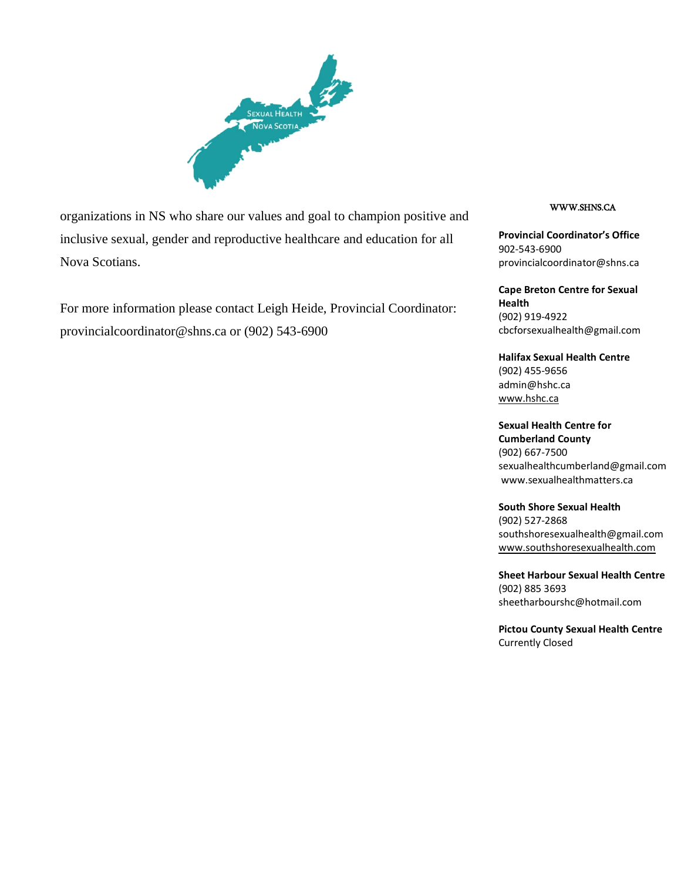organizations in NS who share our values and goal to champion positive and inclusive sexual, gender and reproductive healthcare and education for all Nova Scotians.

For more information please contact Leigh Heide, Provincial Coordinator: provincialcoordinator@shns.ca or (902) 543-6900

WWW.SHNS.CA

**Provincial Coordinator's Office**
902-543-6900
provincialcoordinator@shns.ca

**Cape Breton Centre for Sexual Health**
(902) 919-4922
cbcforsexualhealth@gmail.com

**Halifax Sexual Health Centre**
(902) 455-9656
admin@hshc.ca
www.hshc.ca

**Sexual Health Centre for Cumberland County**
(902) 667-7500
sexualhealthcumberland@gmail.com
www.sexualhealthmatters.ca

**South Shore Sexual Health**
(902) 527-2868
southshoresexualhealth@gmail.com
www.southshoresexualhealth.com

**Sheet Harbour Sexual Health Centre**
(902) 885 3693
sheetharbourshc@hotmail.com

**Pictou County Sexual Health Centre**
Currently Closed